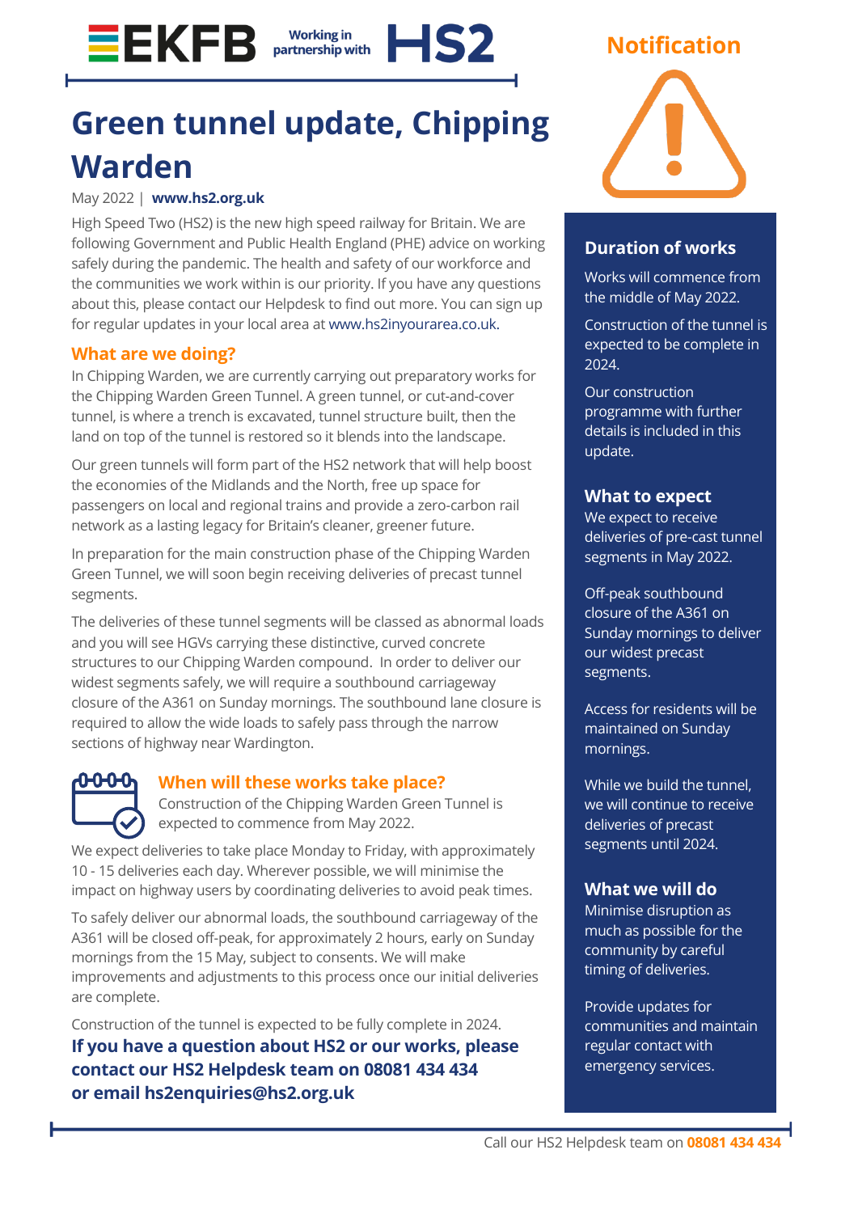EKFB Working in partnership with HS2

# Green tunnel update, Chipping Warden

May 2022 | **www.hs2.org.uk**

High Speed Two (HS2) is the new high speed railway for Britain. We are following Government and Public Health England (PHE) advice on working safely during the pandemic. The health and safety of our workforce and the communities we work within is our priority. If you have any questions about this, please contact our Helpdesk to find out more. You can sign up for regular updates in your local area at www.hs2inyourarea.co.uk.

## What are we doing?

In Chipping Warden, we are currently carrying out preparatory works for the Chipping Warden Green Tunnel. A green tunnel, or cut-and-cover tunnel, is where a trench is excavated, tunnel structure built, then the land on top of the tunnel is restored so it blends into the landscape.

Our green tunnels will form part of the HS2 network that will help boost the economies of the Midlands and the North, free up space for passengers on local and regional trains and provide a zero-carbon rail network as a lasting legacy for Britain's cleaner, greener future.

In preparation for the main construction phase of the Chipping Warden Green Tunnel, we will soon begin receiving deliveries of precast tunnel segments.

The deliveries of these tunnel segments will be classed as abnormal loads and you will see HGVs carrying these distinctive, curved concrete structures to our Chipping Warden compound. In order to deliver our widest segments safely, we will require a southbound carriageway closure of the A361 on Sunday mornings. The southbound lane closure is required to allow the wide loads to safely pass through the narrow sections of highway near Wardington.

## When will these works take place?

Construction of the Chipping Warden Green Tunnel is expected to commence from May 2022.

We expect deliveries to take place Monday to Friday, with approximately 10 - 15 deliveries each day. Wherever possible, we will minimise the impact on highway users by coordinating deliveries to avoid peak times.

To safely deliver our abnormal loads, the southbound carriageway of the A361 will be closed off-peak, for approximately 2 hours, early on Sunday mornings from the 15 May, subject to consents. We will make improvements and adjustments to this process once our initial deliveries are complete.

Construction of the tunnel is expected to be fully complete in 2024.

**If you have a question about HS2 or our works, please contact our HS2 Helpdesk team on 08081 434 434 or email hs2enquiries@hs2.org.uk**

## Notification

### Duration of works

Works will commence from the middle of May 2022.

Construction of the tunnel is expected to be complete in 2024.

Our construction programme with further details is included in this update.

### What to expect

We expect to receive deliveries of pre-cast tunnel segments in May 2022.

Off-peak southbound closure of the A361 on Sunday mornings to deliver our widest precast segments.

Access for residents will be maintained on Sunday mornings.

While we build the tunnel, we will continue to receive deliveries of precast segments until 2024.

### What we will do

Minimise disruption as much as possible for the community by careful timing of deliveries.

Provide updates for communities and maintain regular contact with emergency services.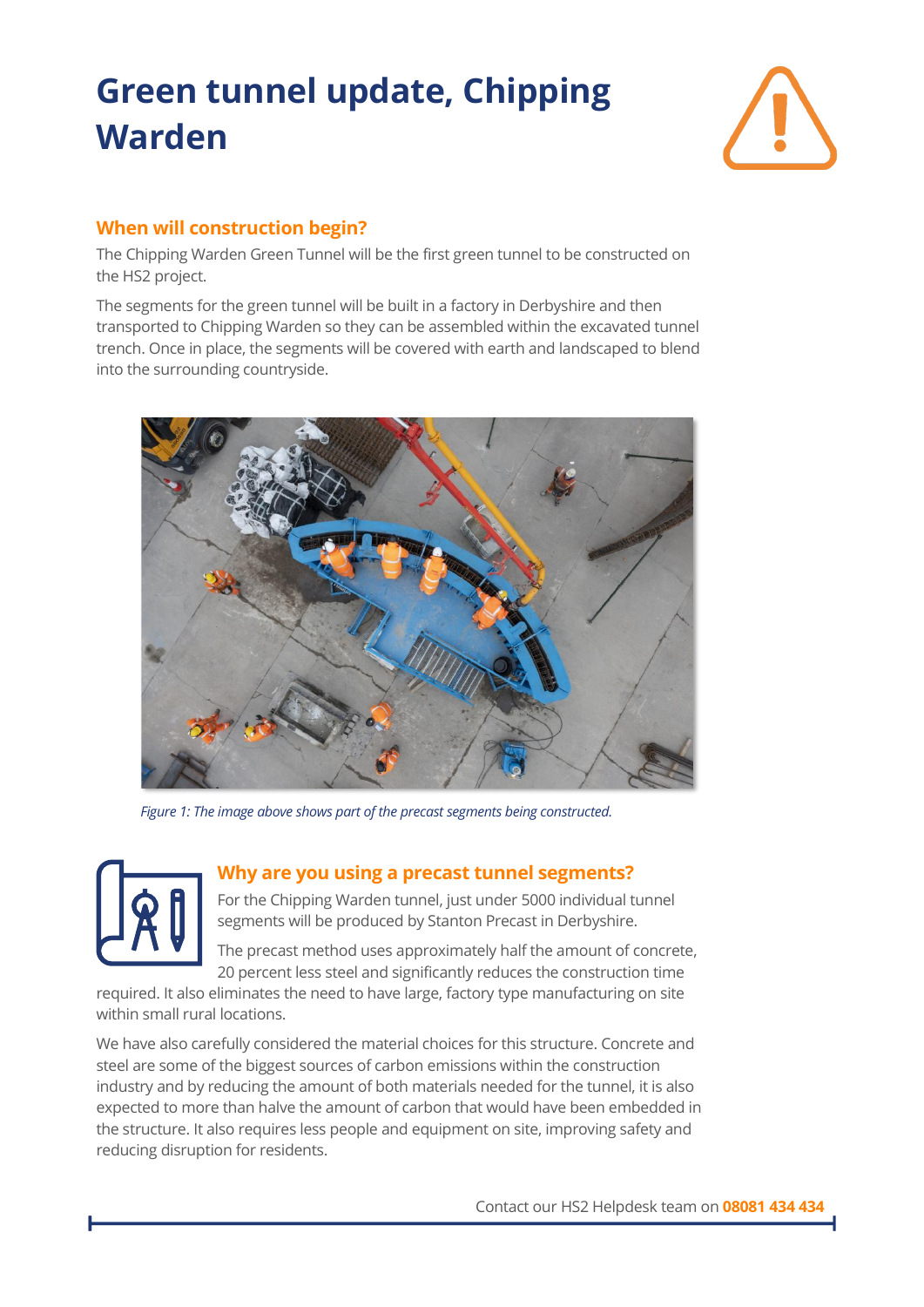# Green tunnel update, Chipping Warden

## When will construction begin?

The Chipping Warden Green Tunnel will be the first green tunnel to be constructed on the HS2 project.

The segments for the green tunnel will be built in a factory in Derbyshire and then transported to Chipping Warden so they can be assembled within the excavated tunnel trench. Once in place, the segments will be covered with earth and landscaped to blend into the surrounding countryside.

*Figure 1: The image above shows part of the precast segments being constructed.*

## Why are you using a precast tunnel segments?

For the Chipping Warden tunnel, just under 5000 individual tunnel segments will be produced by Stanton Precast in Derbyshire.

The precast method uses approximately half the amount of concrete, 20 percent less steel and significantly reduces the construction time required. It also eliminates the need to have large, factory type manufacturing on site within small rural locations.

We have also carefully considered the material choices for this structure. Concrete and steel are some of the biggest sources of carbon emissions within the construction industry and by reducing the amount of both materials needed for the tunnel, it is also expected to more than halve the amount of carbon that would have been embedded in the structure. It also requires less people and equipment on site, improving safety and reducing disruption for residents.

Contact our HS2 Helpdesk team on **08081 434 434**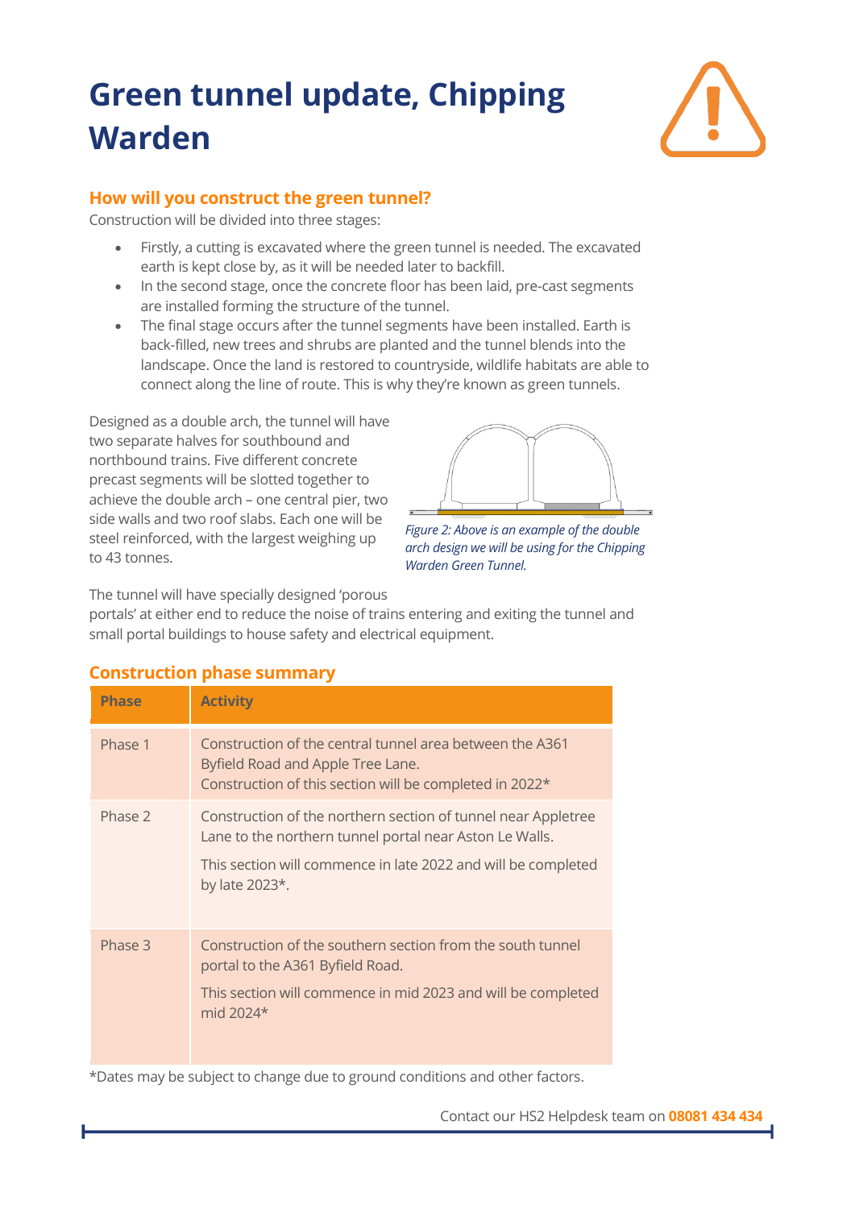# Green tunnel update, Chipping Warden

## How will you construct the green tunnel?

Construction will be divided into three stages:

- Firstly, a cutting is excavated where the green tunnel is needed. The excavated earth is kept close by, as it will be needed later to backfill.
- In the second stage, once the concrete floor has been laid, pre-cast segments are installed forming the structure of the tunnel.
- The final stage occurs after the tunnel segments have been installed. Earth is back-filled, new trees and shrubs are planted and the tunnel blends into the landscape. Once the land is restored to countryside, wildlife habitats are able to connect along the line of route. This is why they're known as green tunnels.

Designed as a double arch, the tunnel will have two separate halves for southbound and northbound trains. Five different concrete precast segments will be slotted together to achieve the double arch – one central pier, two side walls and two roof slabs. Each one will be steel reinforced, with the largest weighing up to 43 tonnes.

*Figure 2: Above is an example of the double arch design we will be using for the Chipping Warden Green Tunnel.*

The tunnel will have specially designed 'porous portals' at either end to reduce the noise of trains entering and exiting the tunnel and small portal buildings to house safety and electrical equipment.

## Construction phase summary

| Phase | Activity |
|---|---|
| Phase 1 | Construction of the central tunnel area between the A361 Byfield Road and Apple Tree Lane.<br>Construction of this section will be completed in 2022* |
| Phase 2 | Construction of the northern section of tunnel near Appletree Lane to the northern tunnel portal near Aston Le Walls.<br>This section will commence in late 2022 and will be completed by late 2023*. |
| Phase 3 | Construction of the southern section from the south tunnel portal to the A361 Byfield Road.<br>This section will commence in mid 2023 and will be completed mid 2024* |

*Dates may be subject to change due to ground conditions and other factors.

Contact our HS2 Helpdesk team on **08081 434 434**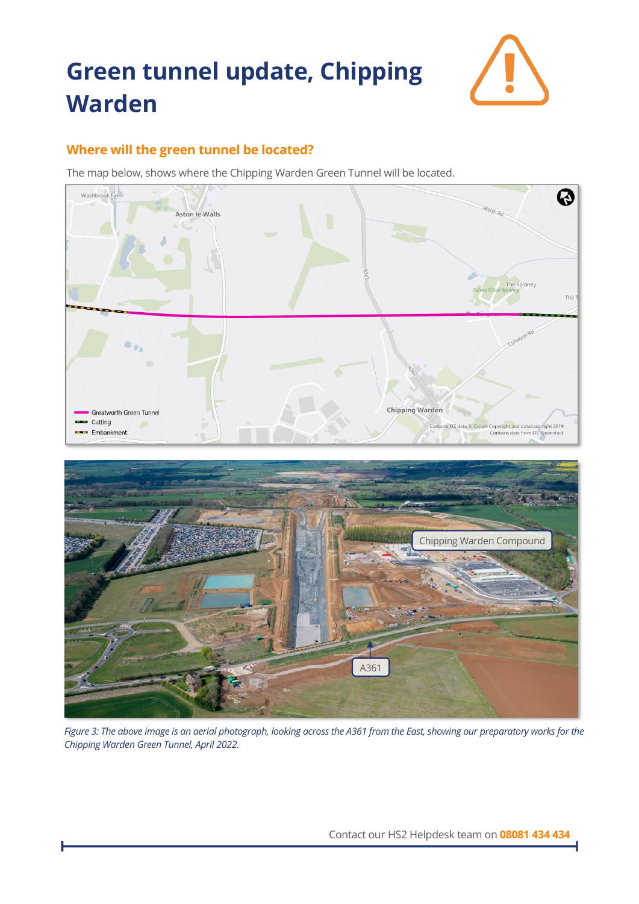# Green tunnel update, Chipping Warden

## Where will the green tunnel be located?

The map below, shows where the Chipping Warden Green Tunnel will be located.

*Figure 3: The above image is an aerial photograph, looking across the A361 from the East, showing our preparatory works for the Chipping Warden Green Tunnel, April 2022.*

Contact our HS2 Helpdesk team on **08081 434 434**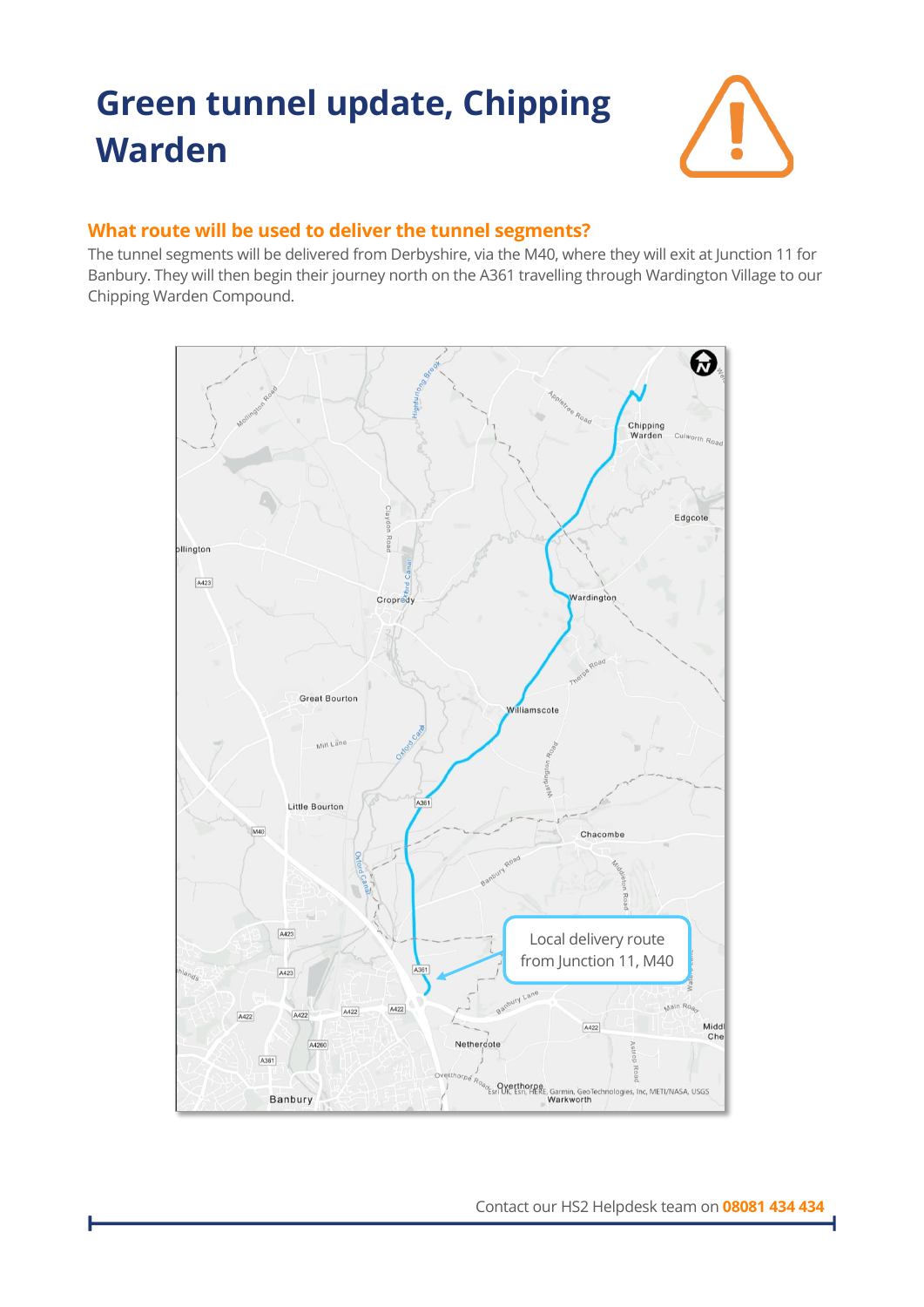# Green tunnel update, Chipping Warden

### What route will be used to deliver the tunnel segments?

The tunnel segments will be delivered from Derbyshire, via the M40, where they will exit at Junction 11 for Banbury. They will then begin their journey north on the A361 travelling through Wardington Village to our Chipping Warden Compound.

Local delivery route from Junction 11, M40

Contact our HS2 Helpdesk team on **08081 434 434**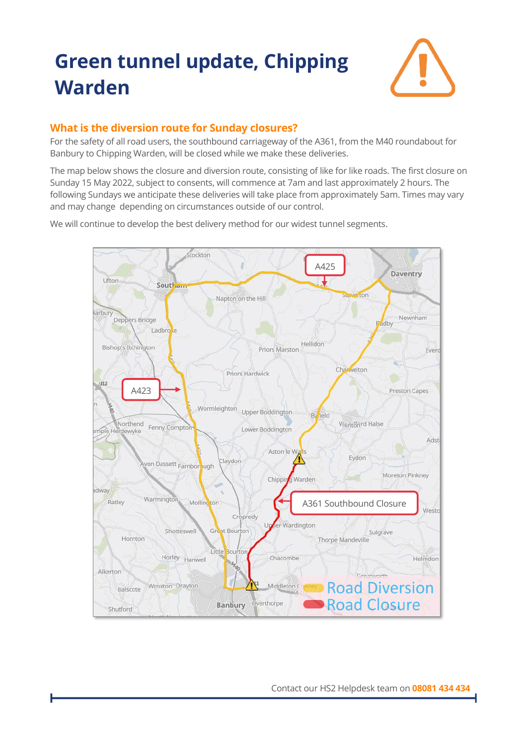# Green tunnel update, Chipping Warden

## What is the diversion route for Sunday closures?

For the safety of all road users, the southbound carriageway of the A361, from the M40 roundabout for Banbury to Chipping Warden, will be closed while we make these deliveries.

The map below shows the closure and diversion route, consisting of like for like roads. The first closure on Sunday 15 May 2022, subject to consents, will commence at 7am and last approximately 2 hours. The following Sundays we anticipate these deliveries will take place from approximately 5am. Times may vary and may change depending on circumstances outside of our control.

We will continue to develop the best delivery method for our widest tunnel segments.

Contact our HS2 Helpdesk team on **08081 434 434**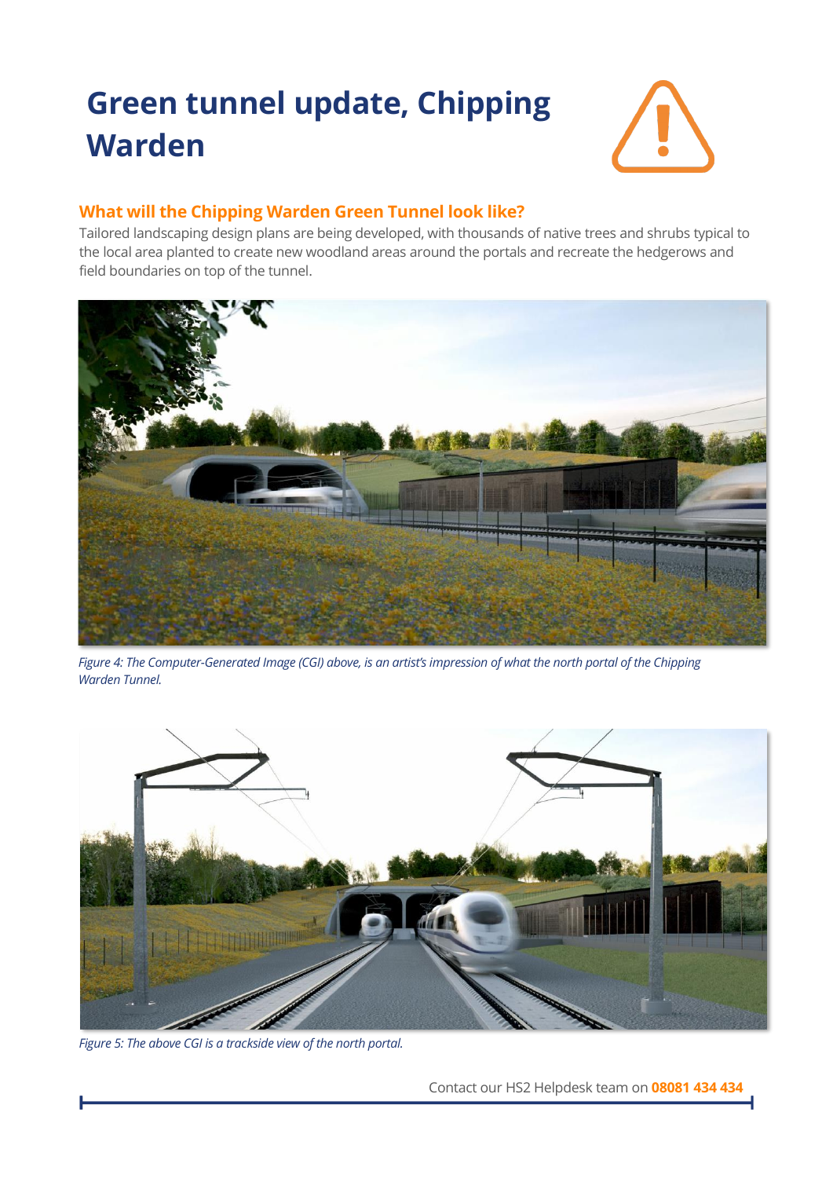# Green tunnel update, Chipping Warden

## What will the Chipping Warden Green Tunnel look like?

Tailored landscaping design plans are being developed, with thousands of native trees and shrubs typical to the local area planted to create new woodland areas around the portals and recreate the hedgerows and field boundaries on top of the tunnel.

*Figure 4: The Computer-Generated Image (CGI) above, is an artist's impression of what the north portal of the Chipping Warden Tunnel.*

*Figure 5: The above CGI is a trackside view of the north portal.*

Contact our HS2 Helpdesk team on **08081 434 434**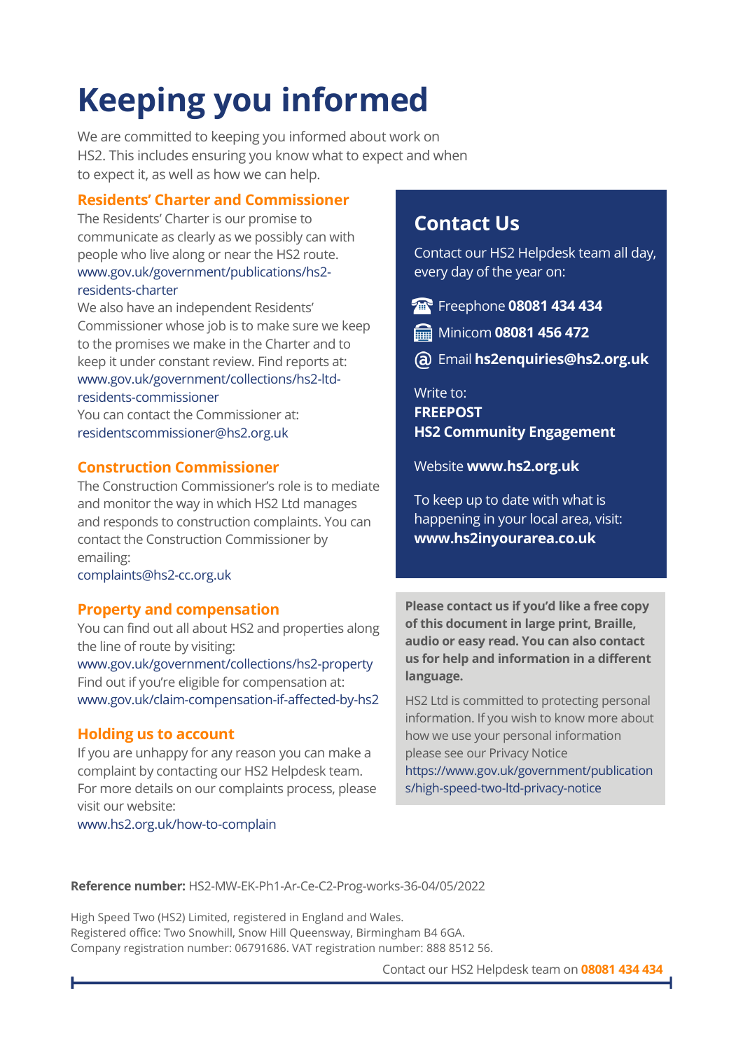# Keeping you informed

We are committed to keeping you informed about work on HS2. This includes ensuring you know what to expect and when to expect it, as well as how we can help.

## Residents' Charter and Commissioner

The Residents' Charter is our promise to communicate as clearly as we possibly can with people who live along or near the HS2 route.
www.gov.uk/government/publications/hs2-residents-charter
We also have an independent Residents' Commissioner whose job is to make sure we keep to the promises we make in the Charter and to keep it under constant review. Find reports at:
www.gov.uk/government/collections/hs2-ltd-residents-commissioner
You can contact the Commissioner at:
residentscommissioner@hs2.org.uk

## Construction Commissioner

The Construction Commissioner's role is to mediate and monitor the way in which HS2 Ltd manages and responds to construction complaints. You can contact the Construction Commissioner by emailing:
complaints@hs2-cc.org.uk

## Property and compensation

You can find out all about HS2 and properties along the line of route by visiting:
www.gov.uk/government/collections/hs2-property
Find out if you're eligible for compensation at:
www.gov.uk/claim-compensation-if-affected-by-hs2

## Holding us to account

If you are unhappy for any reason you can make a complaint by contacting our HS2 Helpdesk team. For more details on our complaints process, please visit our website:
www.hs2.org.uk/how-to-complain

## Contact Us

Contact our HS2 Helpdesk team all day, every day of the year on:

Freephone **08081 434 434**

Minicom **08081 456 472**

Email **hs2enquiries@hs2.org.uk**

Write to:
**FREEPOST**
**HS2 Community Engagement**

Website **www.hs2.org.uk**

To keep up to date with what is happening in your local area, visit:
**www.hs2inyourarea.co.uk**

**Please contact us if you'd like a free copy of this document in large print, Braille, audio or easy read. You can also contact us for help and information in a different language.**

HS2 Ltd is committed to protecting personal information. If you wish to know more about how we use your personal information please see our Privacy Notice https://www.gov.uk/government/publications/high-speed-two-ltd-privacy-notice

**Reference number:** HS2-MW-EK-Ph1-Ar-Ce-C2-Prog-works-36-04/05/2022

High Speed Two (HS2) Limited, registered in England and Wales.
Registered office: Two Snowhill, Snow Hill Queensway, Birmingham B4 6GA.
Company registration number: 06791686. VAT registration number: 888 8512 56.

Contact our HS2 Helpdesk team on **08081 434 434**